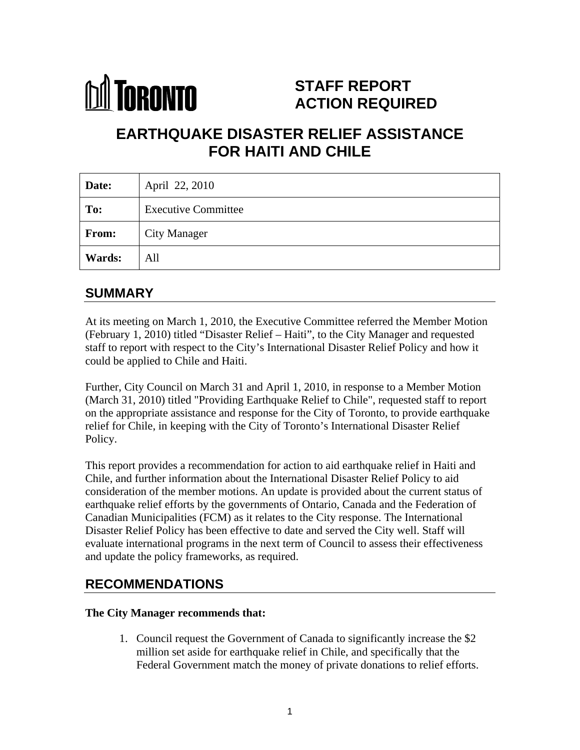TORONTO

**STAFF REPORT**
**ACTION REQUIRED**

# EARTHQUAKE DISASTER RELIEF ASSISTANCE FOR HAITI AND CHILE

| | |
|---|---|
| **Date:** | April 22, 2010 |
| **To:** | Executive Committee |
| **From:** | City Manager |
| **Wards:** | All |

## SUMMARY

At its meeting on March 1, 2010, the Executive Committee referred the Member Motion (February 1, 2010) titled "Disaster Relief – Haiti", to the City Manager and requested staff to report with respect to the City's International Disaster Relief Policy and how it could be applied to Chile and Haiti.

Further, City Council on March 31 and April 1, 2010, in response to a Member Motion (March 31, 2010) titled "Providing Earthquake Relief to Chile", requested staff to report on the appropriate assistance and response for the City of Toronto, to provide earthquake relief for Chile, in keeping with the City of Toronto's International Disaster Relief Policy.

This report provides a recommendation for action to aid earthquake relief in Haiti and Chile, and further information about the International Disaster Relief Policy to aid consideration of the member motions. An update is provided about the current status of earthquake relief efforts by the governments of Ontario, Canada and the Federation of Canadian Municipalities (FCM) as it relates to the City response. The International Disaster Relief Policy has been effective to date and served the City well. Staff will evaluate international programs in the next term of Council to assess their effectiveness and update the policy frameworks, as required.

## RECOMMENDATIONS

**The City Manager recommends that:**

1. Council request the Government of Canada to significantly increase the $2 million set aside for earthquake relief in Chile, and specifically that the Federal Government match the money of private donations to relief efforts.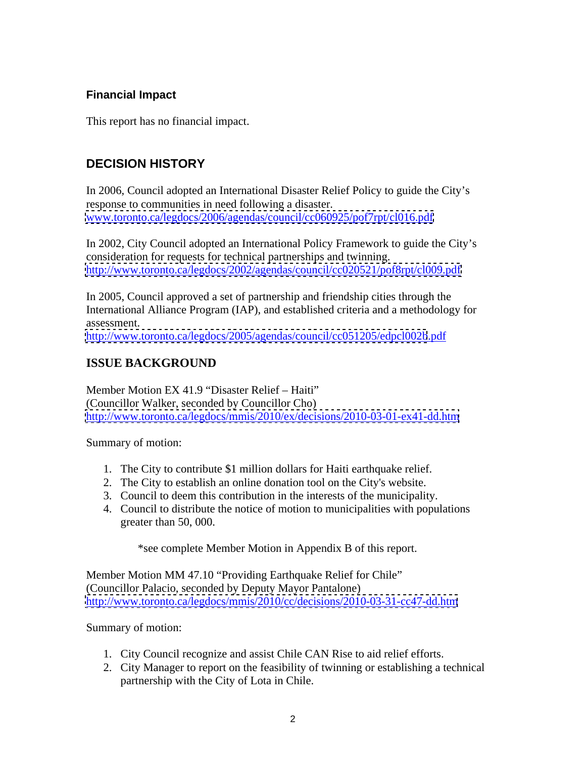### Financial Impact

This report has no financial impact.

## DECISION HISTORY

In 2006, Council adopted an International Disaster Relief Policy to guide the City's response to communities in need following a disaster.
www.toronto.ca/legdocs/2006/agendas/council/cc060925/pof7rpt/cl016.pdf

In 2002, City Council adopted an International Policy Framework to guide the City's consideration for requests for technical partnerships and twinning.
http://www.toronto.ca/legdocs/2002/agendas/council/cc020521/pof8rpt/cl009.pdf

In 2005, Council approved a set of partnership and friendship cities through the International Alliance Program (IAP), and established criteria and a methodology for assessment.
http://www.toronto.ca/legdocs/2005/agendas/council/cc051205/edpcl002b.pdf

## ISSUE BACKGROUND

Member Motion EX 41.9 "Disaster Relief – Haiti"
(Councillor Walker, seconded by Councillor Cho)
http://www.toronto.ca/legdocs/mmis/2010/ex/decisions/2010-03-01-ex41-dd.htm

Summary of motion:

1. The City to contribute $1 million dollars for Haiti earthquake relief.
2. The City to establish an online donation tool on the City's website.
3. Council to deem this contribution in the interests of the municipality.
4. Council to distribute the notice of motion to municipalities with populations greater than 50, 000.

*see complete Member Motion in Appendix B of this report.

Member Motion MM 47.10 "Providing Earthquake Relief for Chile"
(Councillor Palacio, seconded by Deputy Mayor Pantalone)
http://www.toronto.ca/legdocs/mmis/2010/cc/decisions/2010-03-31-cc47-dd.htm

Summary of motion:

1. City Council recognize and assist Chile CAN Rise to aid relief efforts.
2. City Manager to report on the feasibility of twinning or establishing a technical partnership with the City of Lota in Chile.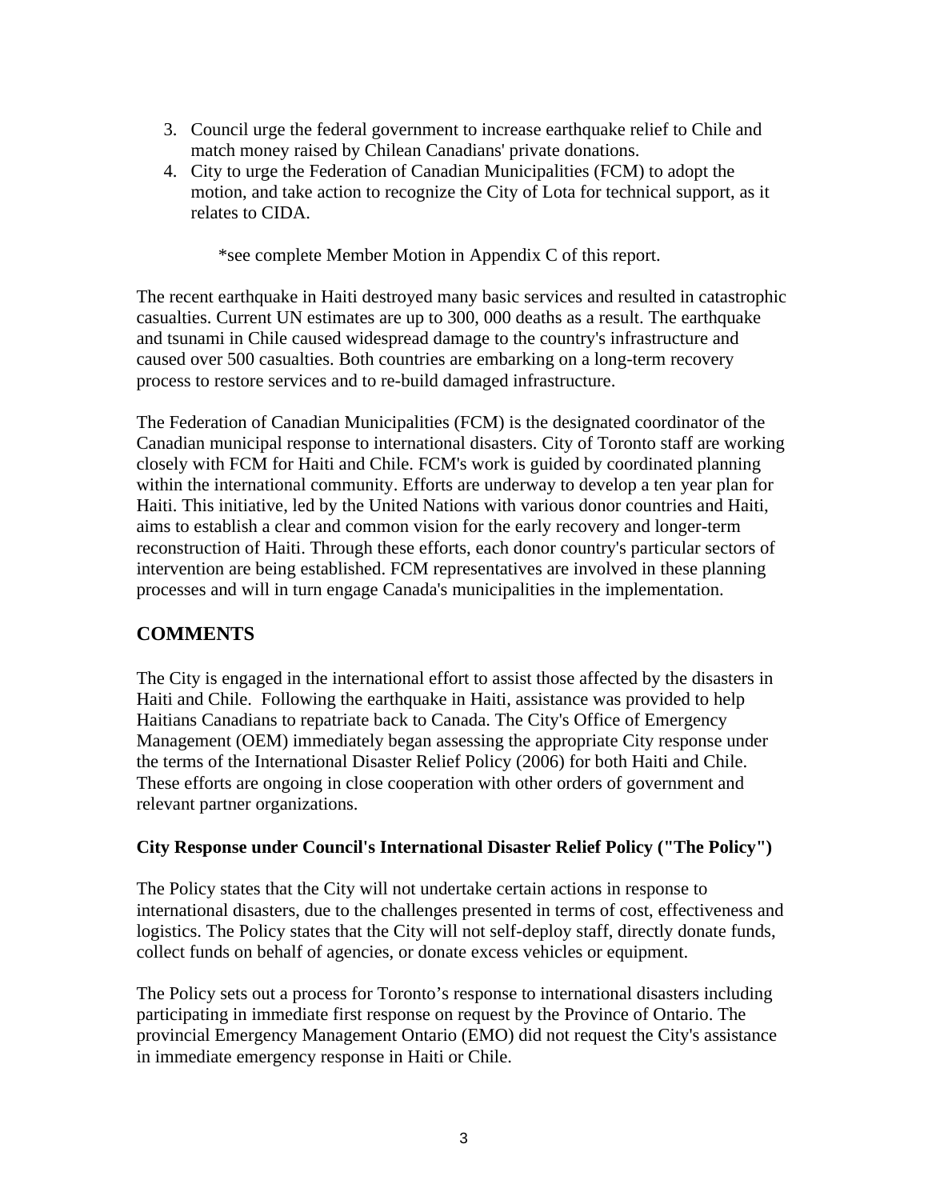3. Council urge the federal government to increase earthquake relief to Chile and match money raised by Chilean Canadians' private donations.
4. City to urge the Federation of Canadian Municipalities (FCM) to adopt the motion, and take action to recognize the City of Lota for technical support, as it relates to CIDA.

*see complete Member Motion in Appendix C of this report.

The recent earthquake in Haiti destroyed many basic services and resulted in catastrophic casualties. Current UN estimates are up to 300, 000 deaths as a result. The earthquake and tsunami in Chile caused widespread damage to the country's infrastructure and caused over 500 casualties. Both countries are embarking on a long-term recovery process to restore services and to re-build damaged infrastructure.

The Federation of Canadian Municipalities (FCM) is the designated coordinator of the Canadian municipal response to international disasters. City of Toronto staff are working closely with FCM for Haiti and Chile. FCM's work is guided by coordinated planning within the international community. Efforts are underway to develop a ten year plan for Haiti. This initiative, led by the United Nations with various donor countries and Haiti, aims to establish a clear and common vision for the early recovery and longer-term reconstruction of Haiti. Through these efforts, each donor country's particular sectors of intervention are being established. FCM representatives are involved in these planning processes and will in turn engage Canada's municipalities in the implementation.

## COMMENTS

The City is engaged in the international effort to assist those affected by the disasters in Haiti and Chile. Following the earthquake in Haiti, assistance was provided to help Haitians Canadians to repatriate back to Canada. The City's Office of Emergency Management (OEM) immediately began assessing the appropriate City response under the terms of the International Disaster Relief Policy (2006) for both Haiti and Chile. These efforts are ongoing in close cooperation with other orders of government and relevant partner organizations.

### City Response under Council's International Disaster Relief Policy ("The Policy")

The Policy states that the City will not undertake certain actions in response to international disasters, due to the challenges presented in terms of cost, effectiveness and logistics. The Policy states that the City will not self-deploy staff, directly donate funds, collect funds on behalf of agencies, or donate excess vehicles or equipment.

The Policy sets out a process for Toronto's response to international disasters including participating in immediate first response on request by the Province of Ontario. The provincial Emergency Management Ontario (EMO) did not request the City's assistance in immediate emergency response in Haiti or Chile.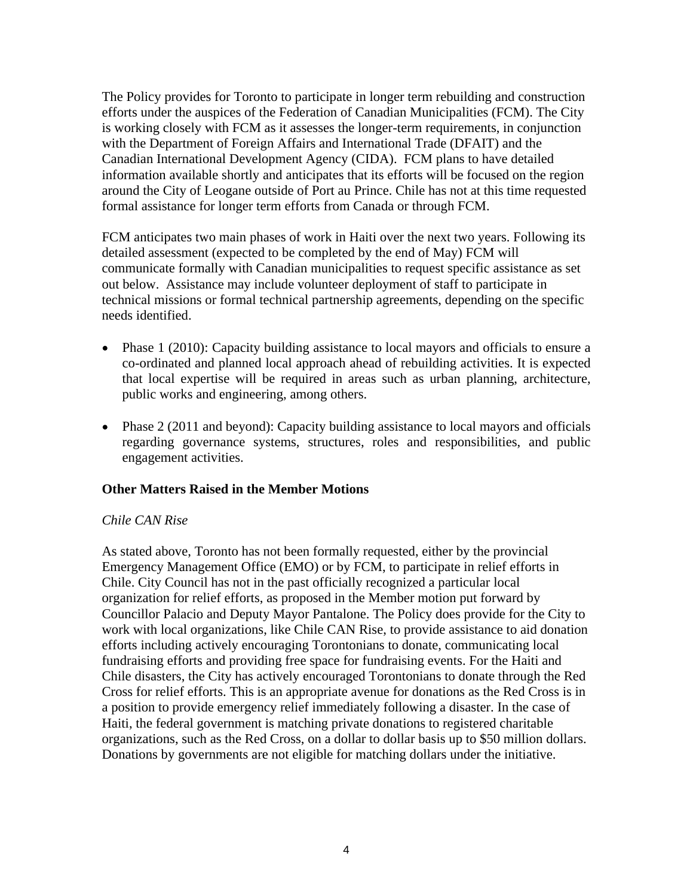The Policy provides for Toronto to participate in longer term rebuilding and construction efforts under the auspices of the Federation of Canadian Municipalities (FCM). The City is working closely with FCM as it assesses the longer-term requirements, in conjunction with the Department of Foreign Affairs and International Trade (DFAIT) and the Canadian International Development Agency (CIDA). FCM plans to have detailed information available shortly and anticipates that its efforts will be focused on the region around the City of Leogane outside of Port au Prince. Chile has not at this time requested formal assistance for longer term efforts from Canada or through FCM.

FCM anticipates two main phases of work in Haiti over the next two years. Following its detailed assessment (expected to be completed by the end of May) FCM will communicate formally with Canadian municipalities to request specific assistance as set out below. Assistance may include volunteer deployment of staff to participate in technical missions or formal technical partnership agreements, depending on the specific needs identified.

- Phase 1 (2010): Capacity building assistance to local mayors and officials to ensure a co-ordinated and planned local approach ahead of rebuilding activities. It is expected that local expertise will be required in areas such as urban planning, architecture, public works and engineering, among others.

- Phase 2 (2011 and beyond): Capacity building assistance to local mayors and officials regarding governance systems, structures, roles and responsibilities, and public engagement activities.

**Other Matters Raised in the Member Motions**

*Chile CAN Rise*

As stated above, Toronto has not been formally requested, either by the provincial Emergency Management Office (EMO) or by FCM, to participate in relief efforts in Chile. City Council has not in the past officially recognized a particular local organization for relief efforts, as proposed in the Member motion put forward by Councillor Palacio and Deputy Mayor Pantalone. The Policy does provide for the City to work with local organizations, like Chile CAN Rise, to provide assistance to aid donation efforts including actively encouraging Torontonians to donate, communicating local fundraising efforts and providing free space for fundraising events. For the Haiti and Chile disasters, the City has actively encouraged Torontonians to donate through the Red Cross for relief efforts. This is an appropriate avenue for donations as the Red Cross is in a position to provide emergency relief immediately following a disaster. In the case of Haiti, the federal government is matching private donations to registered charitable organizations, such as the Red Cross, on a dollar to dollar basis up to $50 million dollars. Donations by governments are not eligible for matching dollars under the initiative.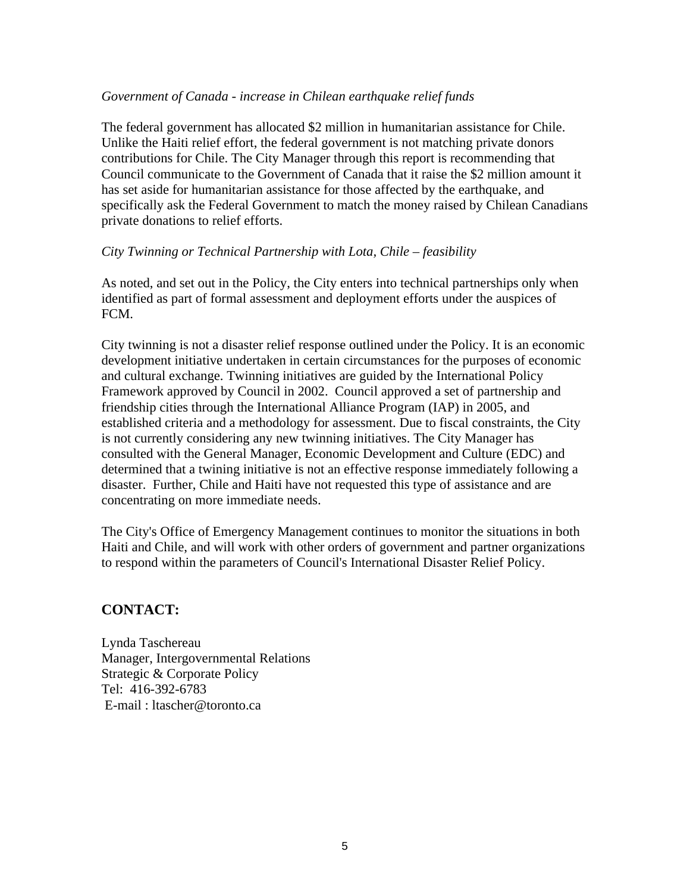*Government of Canada - increase in Chilean earthquake relief funds*

The federal government has allocated $2 million in humanitarian assistance for Chile. Unlike the Haiti relief effort, the federal government is not matching private donors contributions for Chile. The City Manager through this report is recommending that Council communicate to the Government of Canada that it raise the $2 million amount it has set aside for humanitarian assistance for those affected by the earthquake, and specifically ask the Federal Government to match the money raised by Chilean Canadians private donations to relief efforts.

*City Twinning or Technical Partnership with Lota, Chile – feasibility*

As noted, and set out in the Policy, the City enters into technical partnerships only when identified as part of formal assessment and deployment efforts under the auspices of FCM.

City twinning is not a disaster relief response outlined under the Policy. It is an economic development initiative undertaken in certain circumstances for the purposes of economic and cultural exchange. Twinning initiatives are guided by the International Policy Framework approved by Council in 2002. Council approved a set of partnership and friendship cities through the International Alliance Program (IAP) in 2005, and established criteria and a methodology for assessment. Due to fiscal constraints, the City is not currently considering any new twinning initiatives. The City Manager has consulted with the General Manager, Economic Development and Culture (EDC) and determined that a twining initiative is not an effective response immediately following a disaster. Further, Chile and Haiti have not requested this type of assistance and are concentrating on more immediate needs.

The City's Office of Emergency Management continues to monitor the situations in both Haiti and Chile, and will work with other orders of government and partner organizations to respond within the parameters of Council's International Disaster Relief Policy.

## CONTACT:

Lynda Taschereau
Manager, Intergovernmental Relations
Strategic & Corporate Policy
Tel: 416-392-6783
E-mail : ltascher@toronto.ca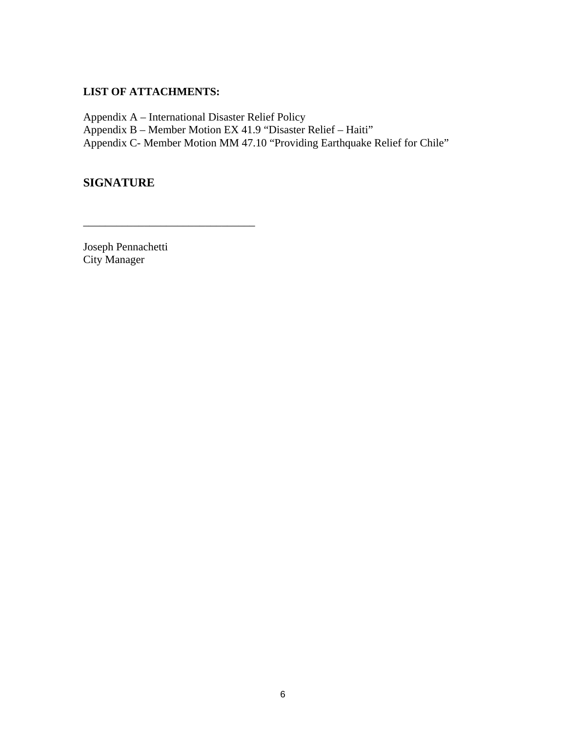**LIST OF ATTACHMENTS:**

Appendix A – International Disaster Relief Policy
Appendix B – Member Motion EX 41.9 "Disaster Relief – Haiti"
Appendix C- Member Motion MM 47.10 "Providing Earthquake Relief for Chile"

## SIGNATURE

_______________________________

Joseph Pennachetti
City Manager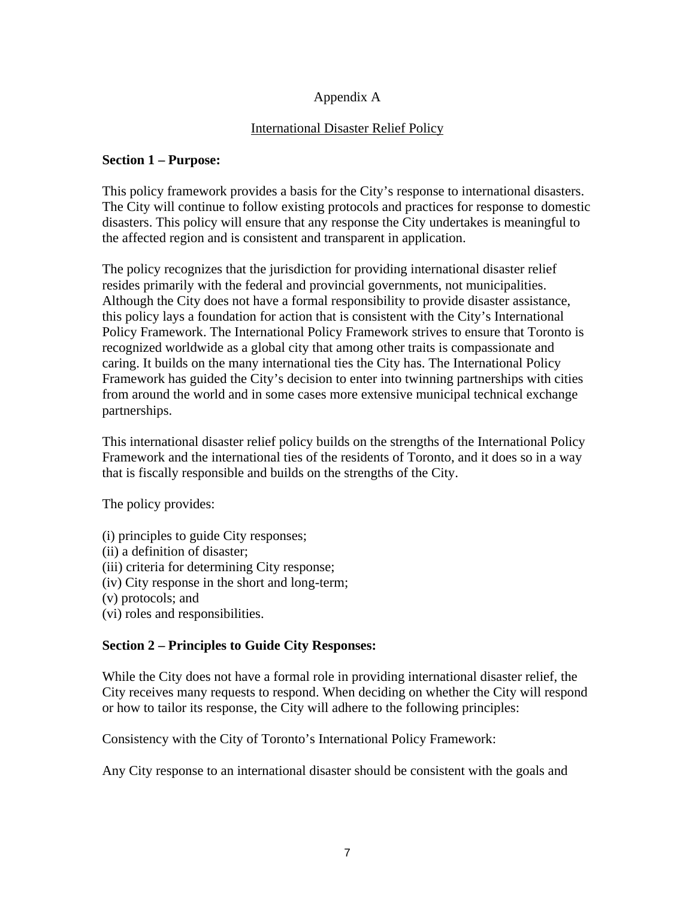Appendix A

International Disaster Relief Policy

**Section 1 – Purpose:**

This policy framework provides a basis for the City's response to international disasters. The City will continue to follow existing protocols and practices for response to domestic disasters. This policy will ensure that any response the City undertakes is meaningful to the affected region and is consistent and transparent in application.

The policy recognizes that the jurisdiction for providing international disaster relief resides primarily with the federal and provincial governments, not municipalities. Although the City does not have a formal responsibility to provide disaster assistance, this policy lays a foundation for action that is consistent with the City's International Policy Framework. The International Policy Framework strives to ensure that Toronto is recognized worldwide as a global city that among other traits is compassionate and caring. It builds on the many international ties the City has. The International Policy Framework has guided the City's decision to enter into twinning partnerships with cities from around the world and in some cases more extensive municipal technical exchange partnerships.

This international disaster relief policy builds on the strengths of the International Policy Framework and the international ties of the residents of Toronto, and it does so in a way that is fiscally responsible and builds on the strengths of the City.

The policy provides:

(i) principles to guide City responses;
(ii) a definition of disaster;
(iii) criteria for determining City response;
(iv) City response in the short and long-term;
(v) protocols; and
(vi) roles and responsibilities.

**Section 2 – Principles to Guide City Responses:**

While the City does not have a formal role in providing international disaster relief, the City receives many requests to respond. When deciding on whether the City will respond or how to tailor its response, the City will adhere to the following principles:

Consistency with the City of Toronto's International Policy Framework:

Any City response to an international disaster should be consistent with the goals and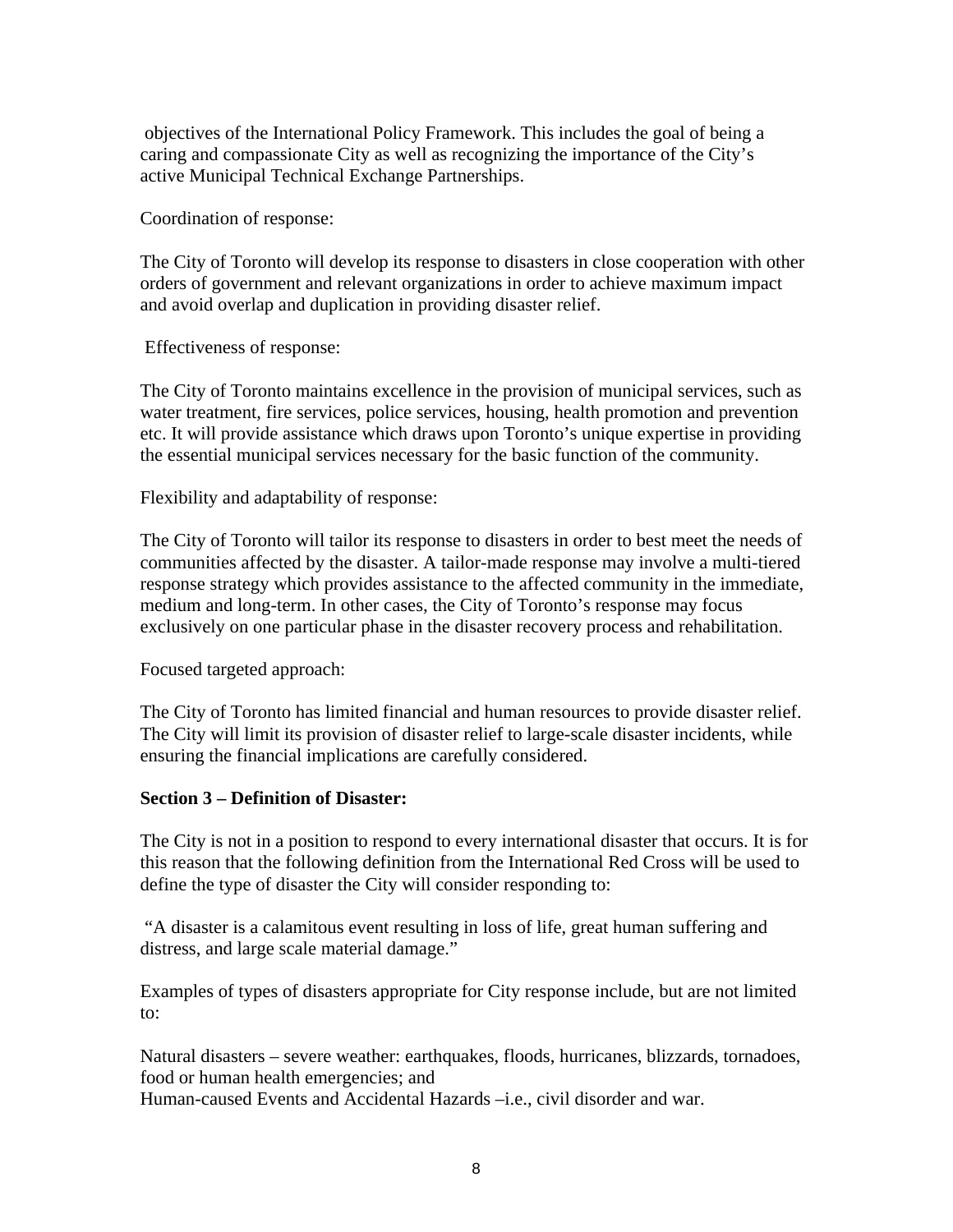objectives of the International Policy Framework. This includes the goal of being a caring and compassionate City as well as recognizing the importance of the City's active Municipal Technical Exchange Partnerships.

Coordination of response:

The City of Toronto will develop its response to disasters in close cooperation with other orders of government and relevant organizations in order to achieve maximum impact and avoid overlap and duplication in providing disaster relief.

Effectiveness of response:

The City of Toronto maintains excellence in the provision of municipal services, such as water treatment, fire services, police services, housing, health promotion and prevention etc. It will provide assistance which draws upon Toronto's unique expertise in providing the essential municipal services necessary for the basic function of the community.

Flexibility and adaptability of response:

The City of Toronto will tailor its response to disasters in order to best meet the needs of communities affected by the disaster. A tailor-made response may involve a multi-tiered response strategy which provides assistance to the affected community in the immediate, medium and long-term. In other cases, the City of Toronto's response may focus exclusively on one particular phase in the disaster recovery process and rehabilitation.

Focused targeted approach:

The City of Toronto has limited financial and human resources to provide disaster relief. The City will limit its provision of disaster relief to large-scale disaster incidents, while ensuring the financial implications are carefully considered.

**Section 3 – Definition of Disaster:**

The City is not in a position to respond to every international disaster that occurs. It is for this reason that the following definition from the International Red Cross will be used to define the type of disaster the City will consider responding to:

"A disaster is a calamitous event resulting in loss of life, great human suffering and distress, and large scale material damage."

Examples of types of disasters appropriate for City response include, but are not limited to:

Natural disasters – severe weather: earthquakes, floods, hurricanes, blizzards, tornadoes, food or human health emergencies; and
Human-caused Events and Accidental Hazards –i.e., civil disorder and war.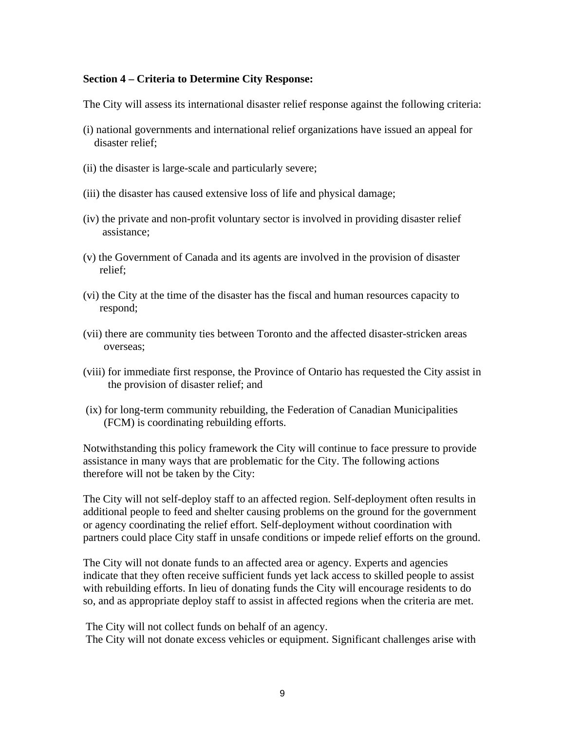**Section 4 – Criteria to Determine City Response:**

The City will assess its international disaster relief response against the following criteria:

(i) national governments and international relief organizations have issued an appeal for disaster relief;

(ii) the disaster is large-scale and particularly severe;

(iii) the disaster has caused extensive loss of life and physical damage;

(iv) the private and non-profit voluntary sector is involved in providing disaster relief assistance;

(v) the Government of Canada and its agents are involved in the provision of disaster relief;

(vi) the City at the time of the disaster has the fiscal and human resources capacity to respond;

(vii) there are community ties between Toronto and the affected disaster-stricken areas overseas;

(viii) for immediate first response, the Province of Ontario has requested the City assist in the provision of disaster relief; and

(ix) for long-term community rebuilding, the Federation of Canadian Municipalities (FCM) is coordinating rebuilding efforts.

Notwithstanding this policy framework the City will continue to face pressure to provide assistance in many ways that are problematic for the City. The following actions therefore will not be taken by the City:

The City will not self-deploy staff to an affected region. Self-deployment often results in additional people to feed and shelter causing problems on the ground for the government or agency coordinating the relief effort. Self-deployment without coordination with partners could place City staff in unsafe conditions or impede relief efforts on the ground.

The City will not donate funds to an affected area or agency. Experts and agencies indicate that they often receive sufficient funds yet lack access to skilled people to assist with rebuilding efforts. In lieu of donating funds the City will encourage residents to do so, and as appropriate deploy staff to assist in affected regions when the criteria are met.

The City will not collect funds on behalf of an agency.
The City will not donate excess vehicles or equipment. Significant challenges arise with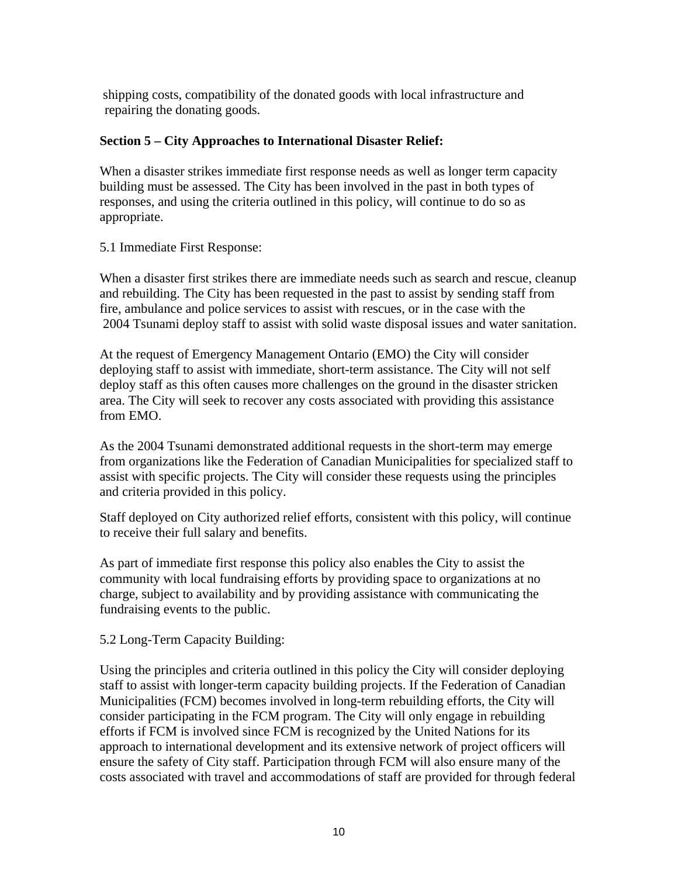shipping costs, compatibility of the donated goods with local infrastructure and repairing the donating goods.

**Section 5 – City Approaches to International Disaster Relief:**

When a disaster strikes immediate first response needs as well as longer term capacity building must be assessed. The City has been involved in the past in both types of responses, and using the criteria outlined in this policy, will continue to do so as appropriate.

5.1 Immediate First Response:

When a disaster first strikes there are immediate needs such as search and rescue, cleanup and rebuilding. The City has been requested in the past to assist by sending staff from fire, ambulance and police services to assist with rescues, or in the case with the 2004 Tsunami deploy staff to assist with solid waste disposal issues and water sanitation.

At the request of Emergency Management Ontario (EMO) the City will consider deploying staff to assist with immediate, short-term assistance. The City will not self deploy staff as this often causes more challenges on the ground in the disaster stricken area. The City will seek to recover any costs associated with providing this assistance from EMO.

As the 2004 Tsunami demonstrated additional requests in the short-term may emerge from organizations like the Federation of Canadian Municipalities for specialized staff to assist with specific projects. The City will consider these requests using the principles and criteria provided in this policy.

Staff deployed on City authorized relief efforts, consistent with this policy, will continue to receive their full salary and benefits.

As part of immediate first response this policy also enables the City to assist the community with local fundraising efforts by providing space to organizations at no charge, subject to availability and by providing assistance with communicating the fundraising events to the public.

5.2 Long-Term Capacity Building:

Using the principles and criteria outlined in this policy the City will consider deploying staff to assist with longer-term capacity building projects. If the Federation of Canadian Municipalities (FCM) becomes involved in long-term rebuilding efforts, the City will consider participating in the FCM program. The City will only engage in rebuilding efforts if FCM is involved since FCM is recognized by the United Nations for its approach to international development and its extensive network of project officers will ensure the safety of City staff. Participation through FCM will also ensure many of the costs associated with travel and accommodations of staff are provided for through federal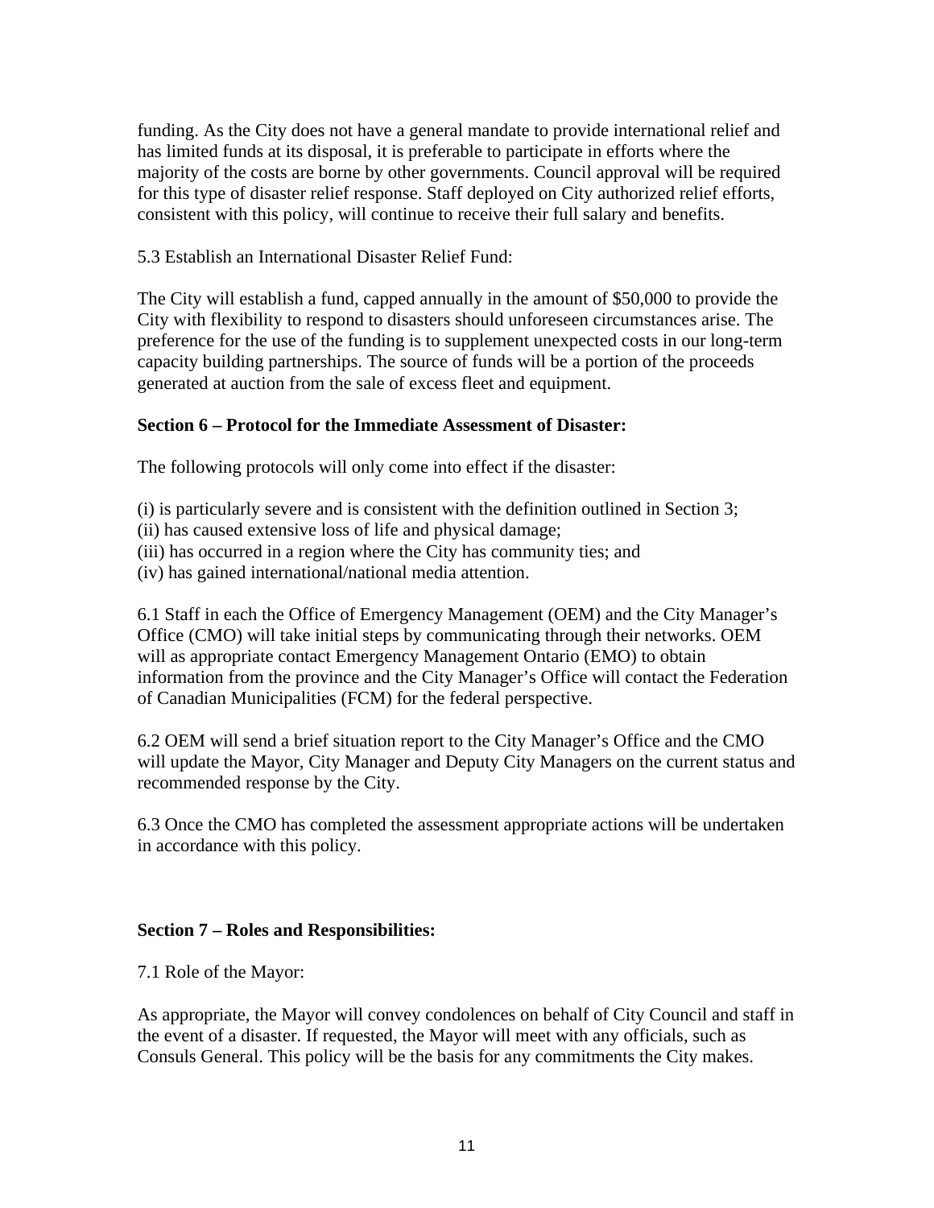funding. As the City does not have a general mandate to provide international relief and has limited funds at its disposal, it is preferable to participate in efforts where the majority of the costs are borne by other governments. Council approval will be required for this type of disaster relief response. Staff deployed on City authorized relief efforts, consistent with this policy, will continue to receive their full salary and benefits.

5.3 Establish an International Disaster Relief Fund:

The City will establish a fund, capped annually in the amount of $50,000 to provide the City with flexibility to respond to disasters should unforeseen circumstances arise. The preference for the use of the funding is to supplement unexpected costs in our long-term capacity building partnerships. The source of funds will be a portion of the proceeds generated at auction from the sale of excess fleet and equipment.

**Section 6 – Protocol for the Immediate Assessment of Disaster:**

The following protocols will only come into effect if the disaster:

(i) is particularly severe and is consistent with the definition outlined in Section 3;
(ii) has caused extensive loss of life and physical damage;
(iii) has occurred in a region where the City has community ties; and
(iv) has gained international/national media attention.

6.1 Staff in each the Office of Emergency Management (OEM) and the City Manager's Office (CMO) will take initial steps by communicating through their networks. OEM will as appropriate contact Emergency Management Ontario (EMO) to obtain information from the province and the City Manager's Office will contact the Federation of Canadian Municipalities (FCM) for the federal perspective.

6.2 OEM will send a brief situation report to the City Manager's Office and the CMO will update the Mayor, City Manager and Deputy City Managers on the current status and recommended response by the City.

6.3 Once the CMO has completed the assessment appropriate actions will be undertaken in accordance with this policy.

**Section 7 – Roles and Responsibilities:**

7.1 Role of the Mayor:

As appropriate, the Mayor will convey condolences on behalf of City Council and staff in the event of a disaster. If requested, the Mayor will meet with any officials, such as Consuls General. This policy will be the basis for any commitments the City makes.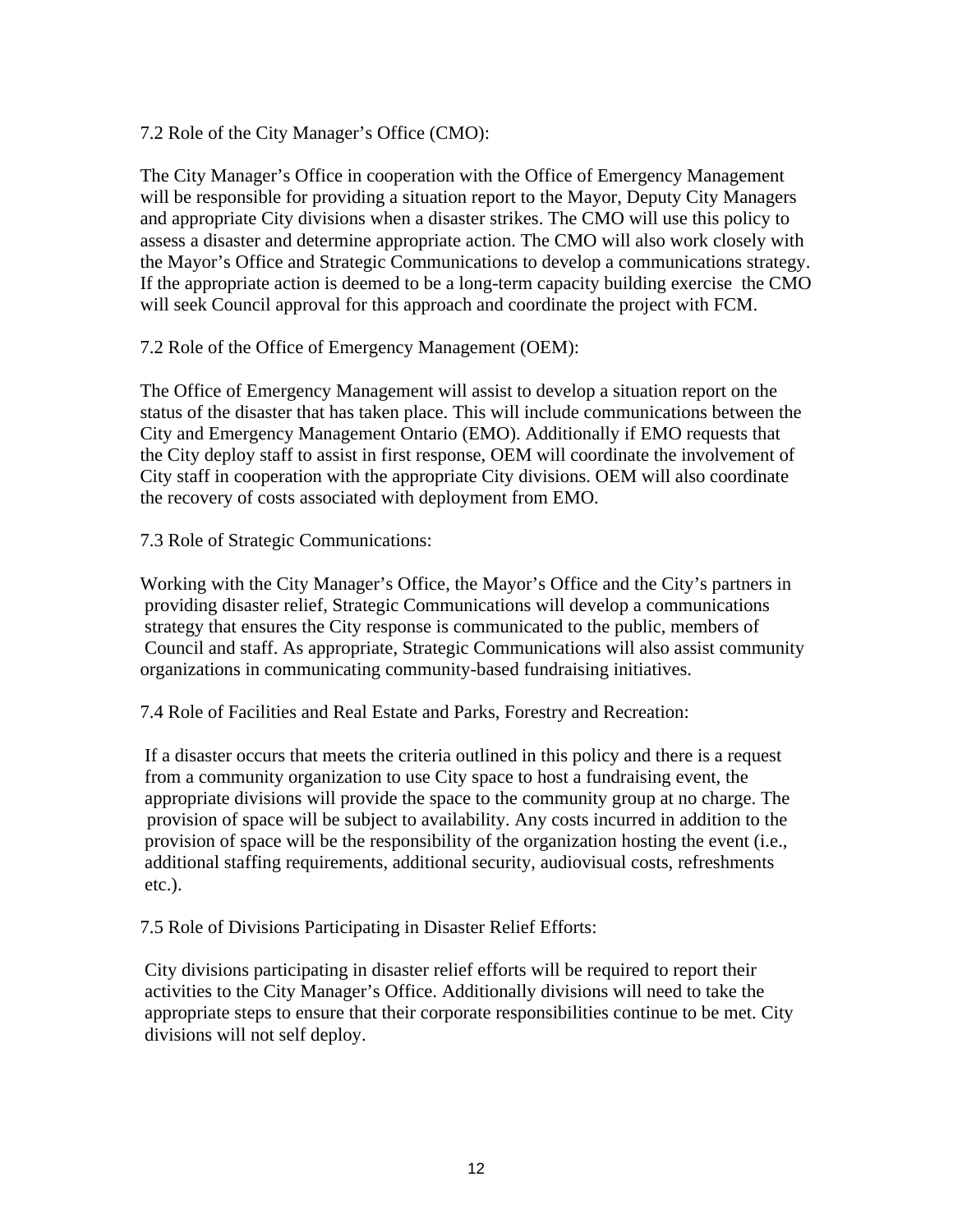### 7.2 Role of the City Manager's Office (CMO):

The City Manager's Office in cooperation with the Office of Emergency Management will be responsible for providing a situation report to the Mayor, Deputy City Managers and appropriate City divisions when a disaster strikes. The CMO will use this policy to assess a disaster and determine appropriate action. The CMO will also work closely with the Mayor's Office and Strategic Communications to develop a communications strategy. If the appropriate action is deemed to be a long-term capacity building exercise the CMO will seek Council approval for this approach and coordinate the project with FCM.

### 7.2 Role of the Office of Emergency Management (OEM):

The Office of Emergency Management will assist to develop a situation report on the status of the disaster that has taken place. This will include communications between the City and Emergency Management Ontario (EMO). Additionally if EMO requests that the City deploy staff to assist in first response, OEM will coordinate the involvement of City staff in cooperation with the appropriate City divisions. OEM will also coordinate the recovery of costs associated with deployment from EMO.

### 7.3 Role of Strategic Communications:

Working with the City Manager's Office, the Mayor's Office and the City's partners in providing disaster relief, Strategic Communications will develop a communications strategy that ensures the City response is communicated to the public, members of Council and staff. As appropriate, Strategic Communications will also assist community organizations in communicating community-based fundraising initiatives.

### 7.4 Role of Facilities and Real Estate and Parks, Forestry and Recreation:

If a disaster occurs that meets the criteria outlined in this policy and there is a request from a community organization to use City space to host a fundraising event, the appropriate divisions will provide the space to the community group at no charge. The provision of space will be subject to availability. Any costs incurred in addition to the provision of space will be the responsibility of the organization hosting the event (i.e., additional staffing requirements, additional security, audiovisual costs, refreshments etc.).

### 7.5 Role of Divisions Participating in Disaster Relief Efforts:

City divisions participating in disaster relief efforts will be required to report their activities to the City Manager's Office. Additionally divisions will need to take the appropriate steps to ensure that their corporate responsibilities continue to be met. City divisions will not self deploy.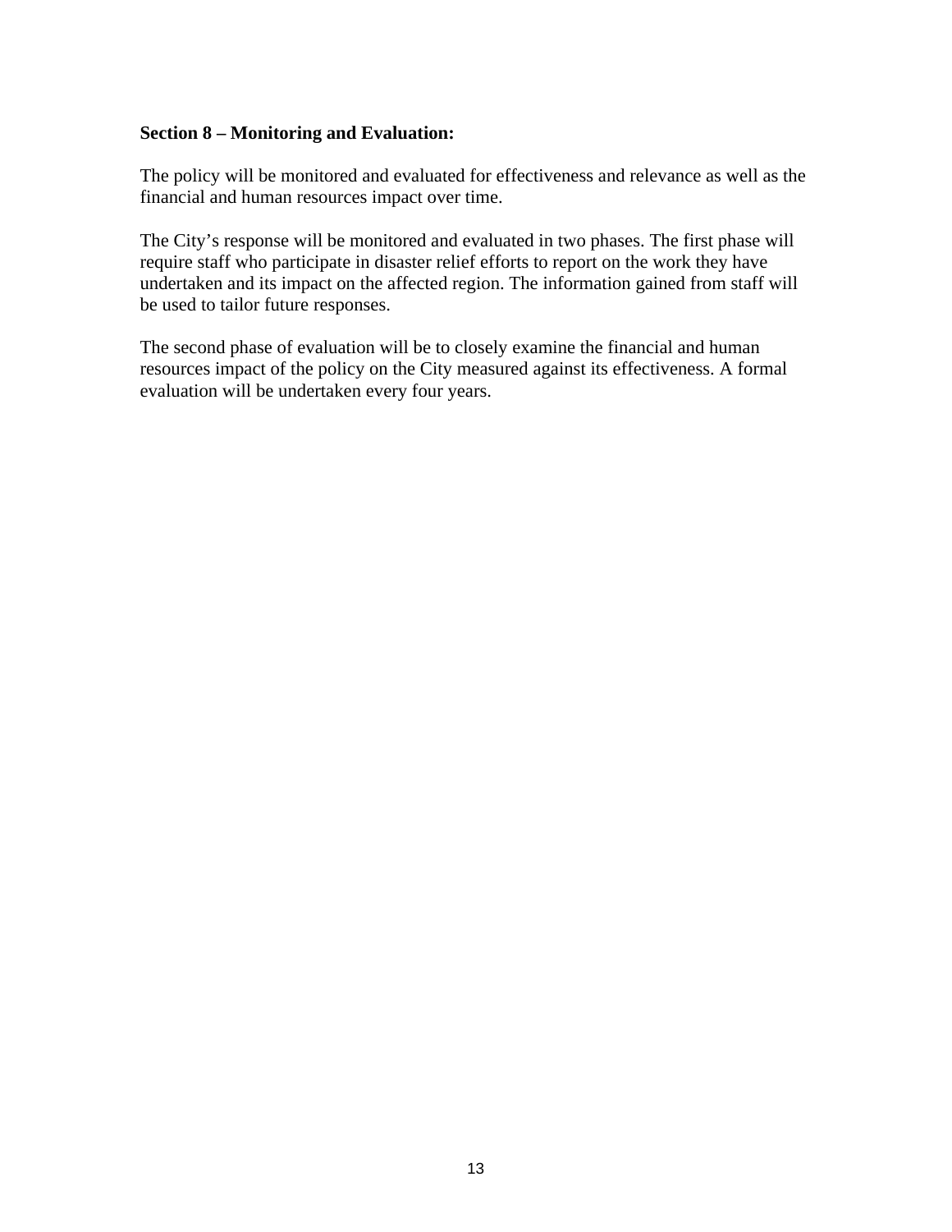**Section 8 – Monitoring and Evaluation:**

The policy will be monitored and evaluated for effectiveness and relevance as well as the financial and human resources impact over time.

The City's response will be monitored and evaluated in two phases. The first phase will require staff who participate in disaster relief efforts to report on the work they have undertaken and its impact on the affected region. The information gained from staff will be used to tailor future responses.

The second phase of evaluation will be to closely examine the financial and human resources impact of the policy on the City measured against its effectiveness. A formal evaluation will be undertaken every four years.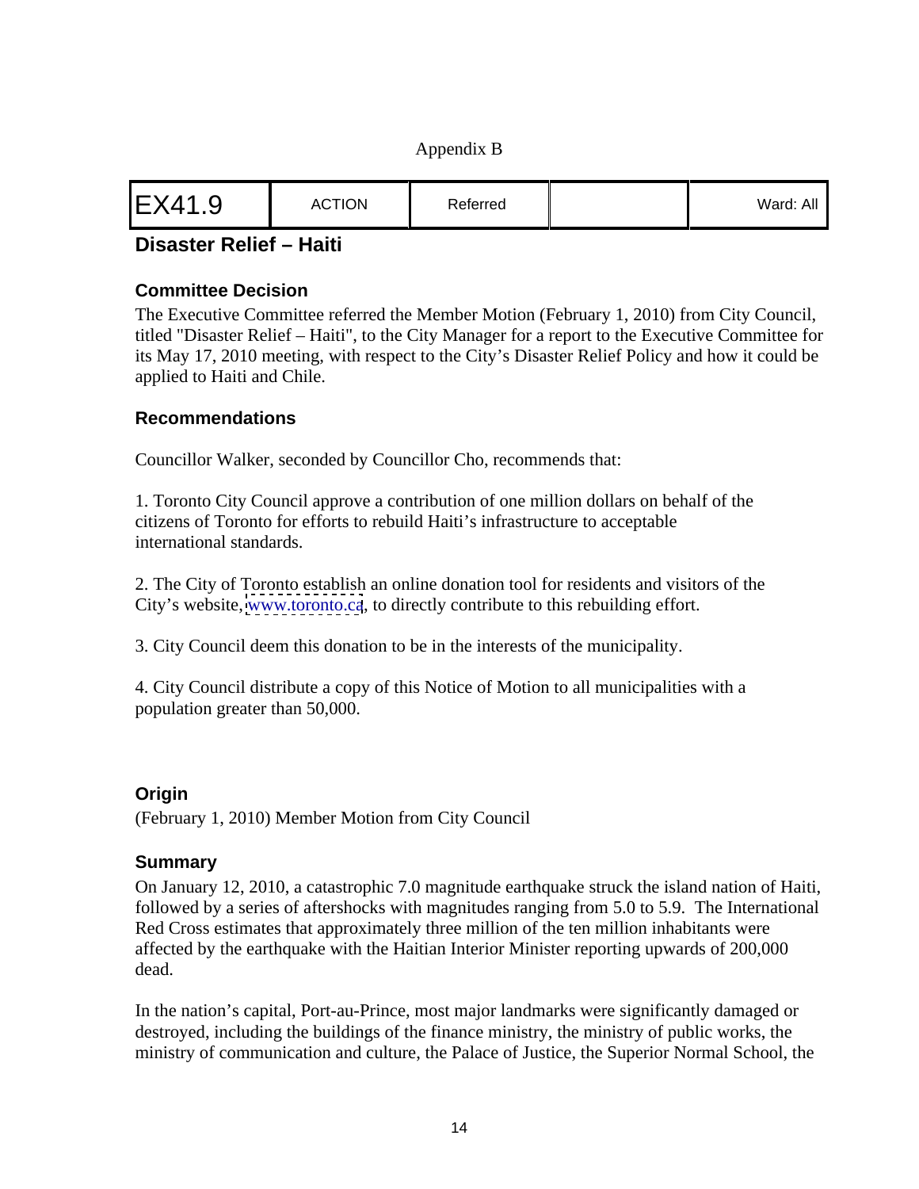Appendix B

| EX41.9 | ACTION | Referred | | Ward: All |
|---|---|---|---|---|

## Disaster Relief – Haiti

### Committee Decision

The Executive Committee referred the Member Motion (February 1, 2010) from City Council, titled "Disaster Relief – Haiti", to the City Manager for a report to the Executive Committee for its May 17, 2010 meeting, with respect to the City's Disaster Relief Policy and how it could be applied to Haiti and Chile.

### Recommendations

Councillor Walker, seconded by Councillor Cho, recommends that:

1. Toronto City Council approve a contribution of one million dollars on behalf of the citizens of Toronto for efforts to rebuild Haiti's infrastructure to acceptable international standards.

2. The City of Toronto establish an online donation tool for residents and visitors of the City's website, www.toronto.ca, to directly contribute to this rebuilding effort.

3. City Council deem this donation to be in the interests of the municipality.

4. City Council distribute a copy of this Notice of Motion to all municipalities with a population greater than 50,000.

### Origin

(February 1, 2010) Member Motion from City Council

### Summary

On January 12, 2010, a catastrophic 7.0 magnitude earthquake struck the island nation of Haiti, followed by a series of aftershocks with magnitudes ranging from 5.0 to 5.9. The International Red Cross estimates that approximately three million of the ten million inhabitants were affected by the earthquake with the Haitian Interior Minister reporting upwards of 200,000 dead.

In the nation's capital, Port-au-Prince, most major landmarks were significantly damaged or destroyed, including the buildings of the finance ministry, the ministry of public works, the ministry of communication and culture, the Palace of Justice, the Superior Normal School, the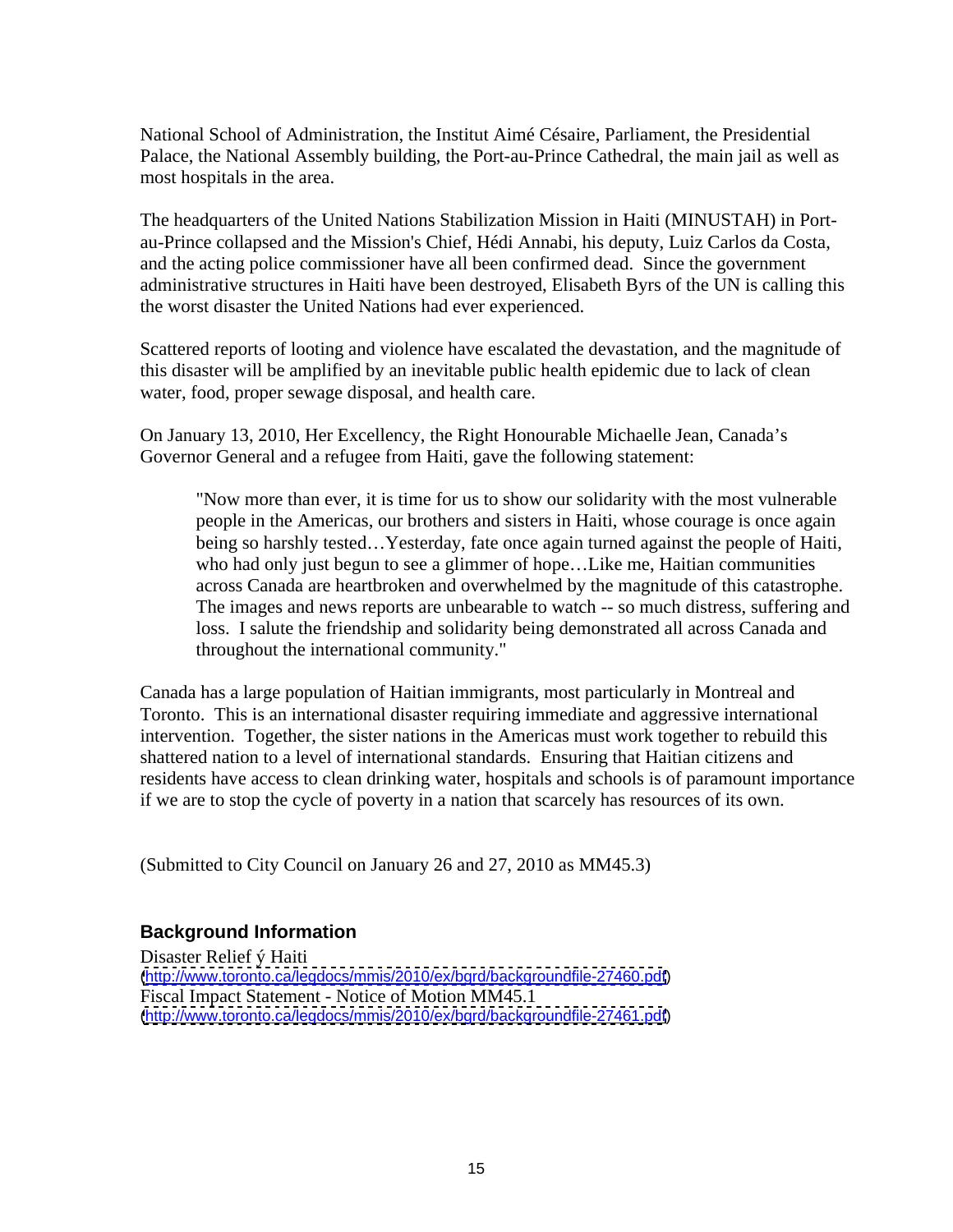National School of Administration, the Institut Aimé Césaire, Parliament, the Presidential Palace, the National Assembly building, the Port-au-Prince Cathedral, the main jail as well as most hospitals in the area.

The headquarters of the United Nations Stabilization Mission in Haiti (MINUSTAH) in Port-au-Prince collapsed and the Mission's Chief, Hédi Annabi, his deputy, Luiz Carlos da Costa, and the acting police commissioner have all been confirmed dead. Since the government administrative structures in Haiti have been destroyed, Elisabeth Byrs of the UN is calling this the worst disaster the United Nations had ever experienced.

Scattered reports of looting and violence have escalated the devastation, and the magnitude of this disaster will be amplified by an inevitable public health epidemic due to lack of clean water, food, proper sewage disposal, and health care.

On January 13, 2010, Her Excellency, the Right Honourable Michaelle Jean, Canada's Governor General and a refugee from Haiti, gave the following statement:

> "Now more than ever, it is time for us to show our solidarity with the most vulnerable people in the Americas, our brothers and sisters in Haiti, whose courage is once again being so harshly tested…Yesterday, fate once again turned against the people of Haiti, who had only just begun to see a glimmer of hope…Like me, Haitian communities across Canada are heartbroken and overwhelmed by the magnitude of this catastrophe. The images and news reports are unbearable to watch -- so much distress, suffering and loss. I salute the friendship and solidarity being demonstrated all across Canada and throughout the international community."

Canada has a large population of Haitian immigrants, most particularly in Montreal and Toronto. This is an international disaster requiring immediate and aggressive international intervention. Together, the sister nations in the Americas must work together to rebuild this shattered nation to a level of international standards. Ensuring that Haitian citizens and residents have access to clean drinking water, hospitals and schools is of paramount importance if we are to stop the cycle of poverty in a nation that scarcely has resources of its own.

(Submitted to City Council on January 26 and 27, 2010 as MM45.3)

### Background Information

Disaster Relief ý Haiti
(http://www.toronto.ca/legdocs/mmis/2010/ex/bgrd/backgroundfile-27460.pdf)
Fiscal Impact Statement - Notice of Motion MM45.1
(http://www.toronto.ca/legdocs/mmis/2010/ex/bgrd/backgroundfile-27461.pdf)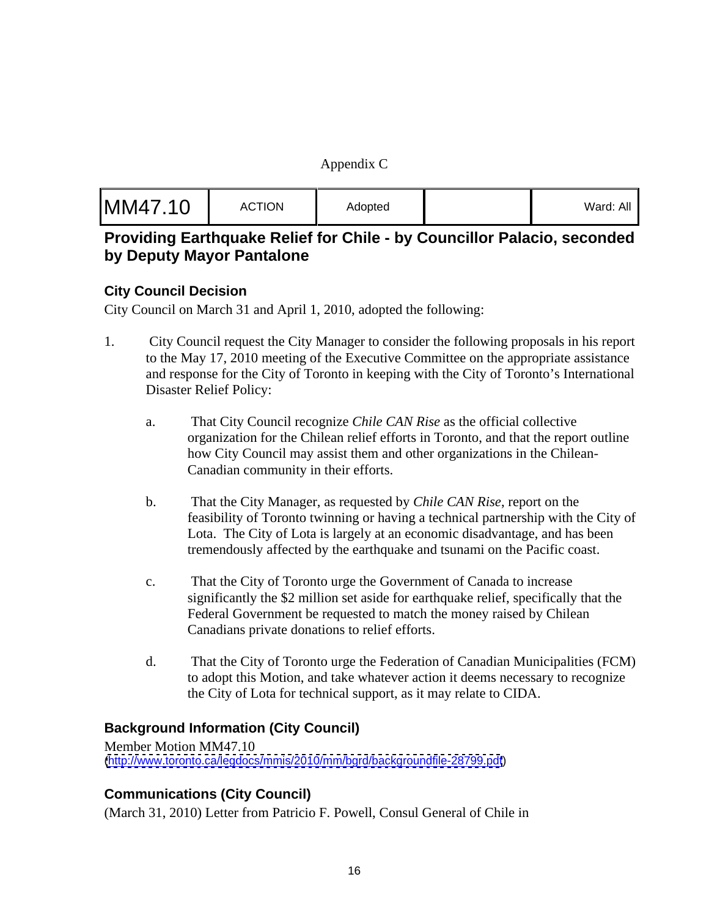Appendix C

| MM47.10 | ACTION | Adopted | | Ward: All |
| --- | --- | --- | --- | --- |

## Providing Earthquake Relief for Chile - by Councillor Palacio, seconded by Deputy Mayor Pantalone

### City Council Decision

City Council on March 31 and April 1, 2010, adopted the following:

1. City Council request the City Manager to consider the following proposals in his report to the May 17, 2010 meeting of the Executive Committee on the appropriate assistance and response for the City of Toronto in keeping with the City of Toronto's International Disaster Relief Policy:

   a. That City Council recognize *Chile CAN Rise* as the official collective organization for the Chilean relief efforts in Toronto, and that the report outline how City Council may assist them and other organizations in the Chilean-Canadian community in their efforts.

   b. That the City Manager, as requested by *Chile CAN Rise*, report on the feasibility of Toronto twinning or having a technical partnership with the City of Lota. The City of Lota is largely at an economic disadvantage, and has been tremendously affected by the earthquake and tsunami on the Pacific coast.

   c. That the City of Toronto urge the Government of Canada to increase significantly the $2 million set aside for earthquake relief, specifically that the Federal Government be requested to match the money raised by Chilean Canadians private donations to relief efforts.

   d. That the City of Toronto urge the Federation of Canadian Municipalities (FCM) to adopt this Motion, and take whatever action it deems necessary to recognize the City of Lota for technical support, as it may relate to CIDA.

### Background Information (City Council)

Member Motion MM47.10
(http://www.toronto.ca/legdocs/mmis/2010/mm/bgrd/backgroundfile-28799.pdf)

### Communications (City Council)

(March 31, 2010) Letter from Patricio F. Powell, Consul General of Chile in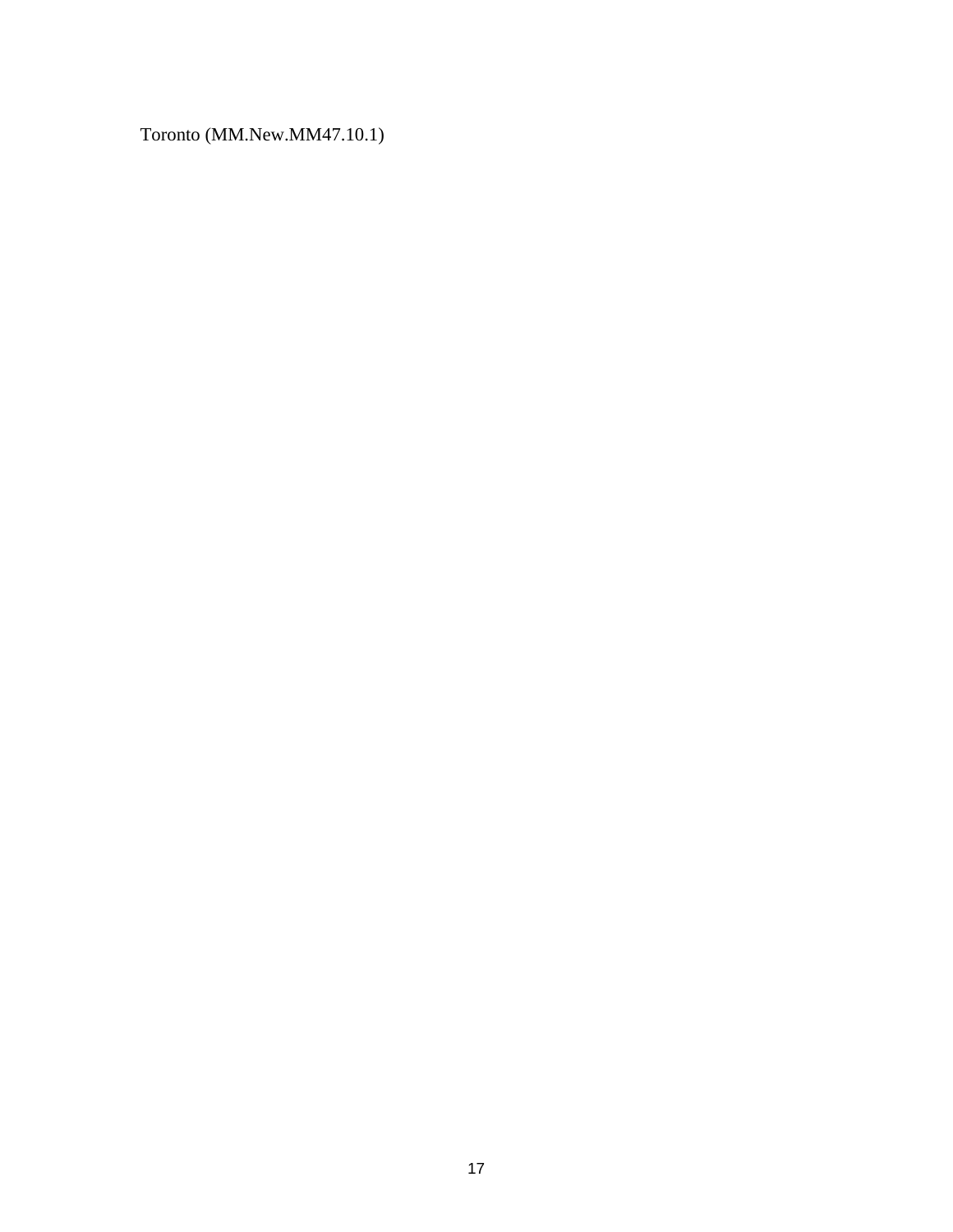Toronto (MM.New.MM47.10.1)